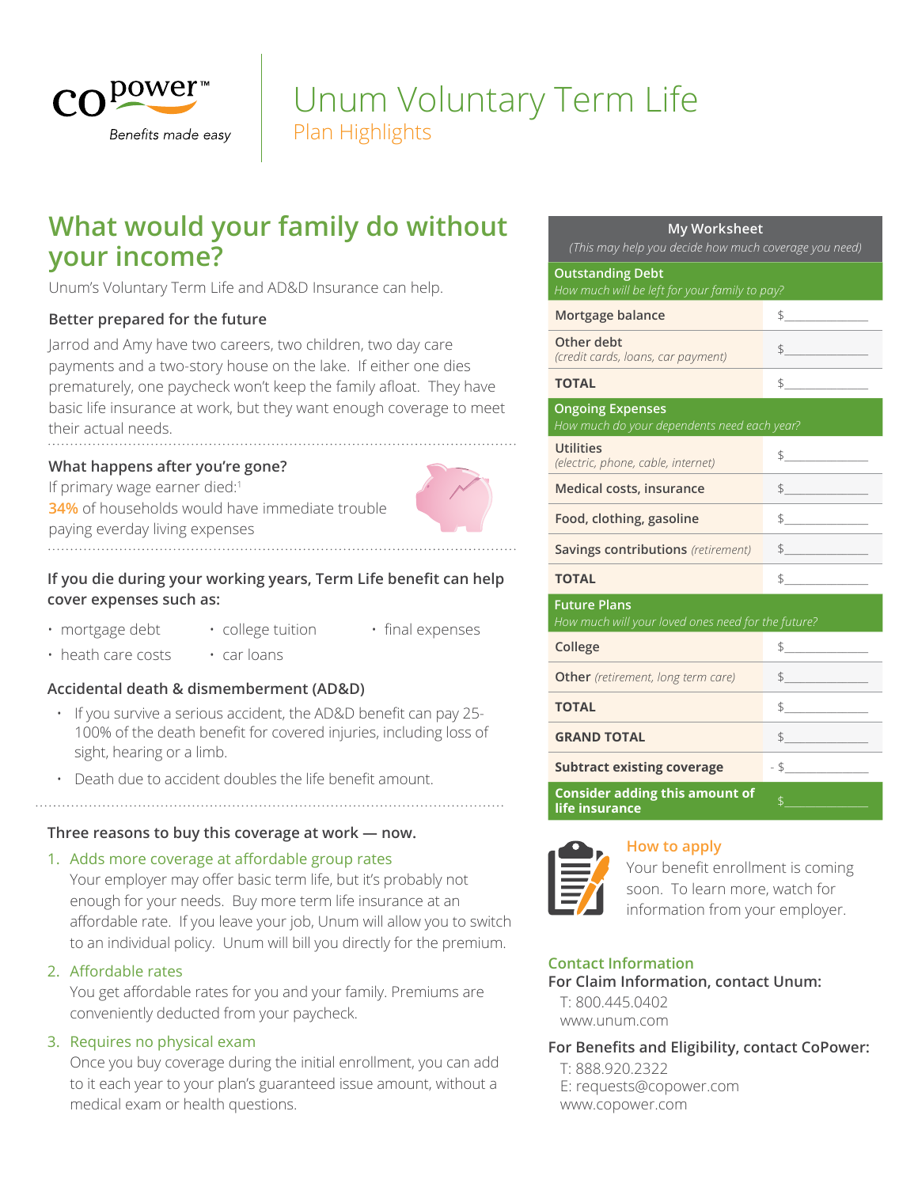copower™

Benefits made easy

# Unum Voluntary Term Life

## Plan Highlights

## What would your family do without your income?

Unum's Voluntary Term Life and AD&D Insurance can help.

### Better prepared for the future

Jarrod and Amy have two careers, two children, two day care payments and a two-story house on the lake. If either one dies prematurely, one paycheck won't keep the family afloat. They have basic life insurance at work, but they want enough coverage to meet their actual needs.

### What happens after you're gone?

If primary wage earner died:[1]

34% of households would have immediate trouble paying everday living expenses

### If you die during your working years, Term Life benefit can help cover expenses such as:

- mortgage debt
- college tuition
- final expenses
- heath care costs
- car loans

### Accidental death & dismemberment (AD&D)

- If you survive a serious accident, the AD&D benefit can pay 25-100% of the death benefit for covered injuries, including loss of sight, hearing or a limb.
- Death due to accident doubles the life benefit amount.

### Three reasons to buy this coverage at work — now.

1. **Adds more coverage at affordable group rates**
   Your employer may offer basic term life, but it's probably not enough for your needs. Buy more term life insurance at an affordable rate. If you leave your job, Unum will allow you to switch to an individual policy. Unum will bill you directly for the premium.
2. **Affordable rates**
   You get affordable rates for you and your family. Premiums are conveniently deducted from your paycheck.
3. **Requires no physical exam**
   Once you buy coverage during the initial enrollment, you can add to it each year to your plan's guaranteed issue amount, without a medical exam or health questions.

| My Worksheet *(This may help you decide how much coverage you need)* | |
|---|---|
| **Outstanding Debt** *How much will be left for your family to pay?* | |
| Mortgage balance | $________ |
| Other debt *(credit cards, loans, car payment)* | $________ |
| **TOTAL** | $________ |
| **Ongoing Expenses** *How much do your dependents need each year?* | |
| Utilities *(electric, phone, cable, internet)* | $________ |
| Medical costs, insurance | $________ |
| Food, clothing, gasoline | $________ |
| Savings contributions *(retirement)* | $________ |
| **TOTAL** | $________ |
| **Future Plans** *How much will your loved ones need for the future?* | |
| College | $________ |
| Other *(retirement, long term care)* | $________ |
| **TOTAL** | $________ |
| **GRAND TOTAL** | $________ |
| Subtract existing coverage | - $________ |
| **Consider adding this amount of life insurance** | $________ |

### How to apply

Your benefit enrollment is coming soon. To learn more, watch for information from your employer.

### Contact Information

**For Claim Information, contact Unum:**

T: 800.445.0402
www.unum.com

**For Benefits and Eligibility, contact CoPower:**

T: 888.920.2322
E: requests@copower.com
www.copower.com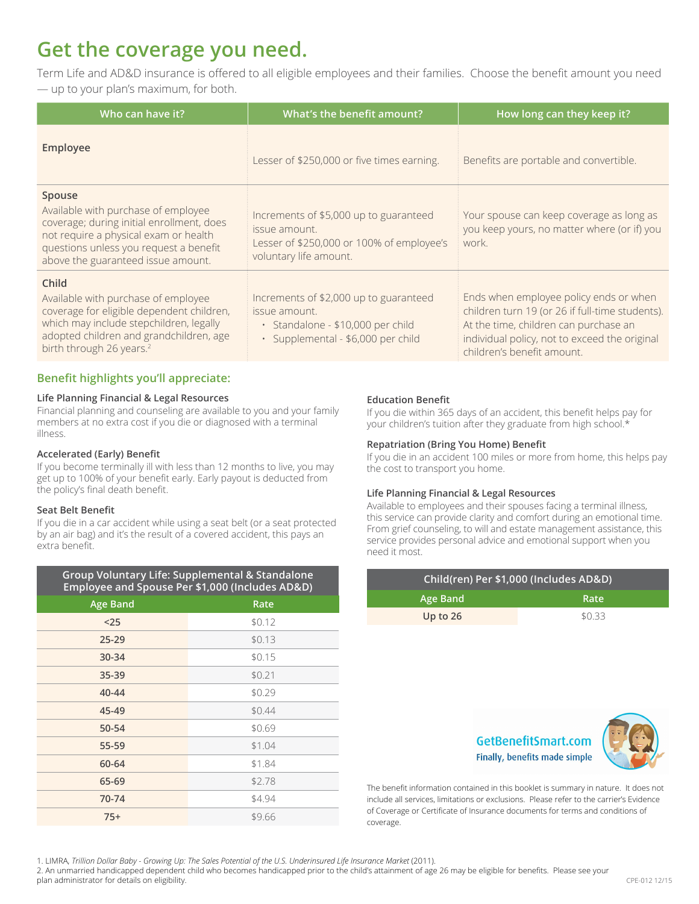# Get the coverage you need.

Term Life and AD&D insurance is offered to all eligible employees and their families. Choose the benefit amount you need — up to your plan's maximum, for both.

| Who can have it? | What's the benefit amount? | How long can they keep it? |
|---|---|---|
| **Employee** | Lesser of $250,000 or five times earning. | Benefits are portable and convertible. |
| **Spouse**<br>Available with purchase of employee coverage; during initial enrollment, does not require a physical exam or health questions unless you request a benefit above the guaranteed issue amount. | Increments of $5,000 up to guaranteed issue amount.<br>Lesser of $250,000 or 100% of employee's voluntary life amount. | Your spouse can keep coverage as long as you keep yours, no matter where (or if) you work. |
| **Child**<br>Available with purchase of employee coverage for eligible dependent children, which may include stepchildren, legally adopted children and grandchildren, age birth through 26 years.[2] | Increments of $2,000 up to guaranteed issue amount.<br>• Standalone - $10,000 per child<br>• Supplemental - $6,000 per child | Ends when employee policy ends or when children turn 19 (or 26 if full-time students). At the time, children can purchase an individual policy, not to exceed the original children's benefit amount. |

## Benefit highlights you'll appreciate:

### Life Planning Financial & Legal Resources

Financial planning and counseling are available to you and your family members at no extra cost if you die or diagnosed with a terminal illness.

### Accelerated (Early) Benefit

If you become terminally ill with less than 12 months to live, you may get up to 100% of your benefit early. Early payout is deducted from the policy's final death benefit.

### Seat Belt Benefit

If you die in a car accident while using a seat belt (or a seat protected by an air bag) and it's the result of a covered accident, this pays an extra benefit.

| Group Voluntary Life: Supplemental & Standalone Employee and Spouse Per $1,000 (Includes AD&D) | |
|---|---|
| **Age Band** | **Rate** |
| <25 | $0.12 |
| 25-29 | $0.13 |
| 30-34 | $0.15 |
| 35-39 | $0.21 |
| 40-44 | $0.29 |
| 45-49 | $0.44 |
| 50-54 | $0.69 |
| 55-59 | $1.04 |
| 60-64 | $1.84 |
| 65-69 | $2.78 |
| 70-74 | $4.94 |
| 75+ | $9.66 |

### Education Benefit

If you die within 365 days of an accident, this benefit helps pay for your children's tuition after they graduate from high school.*

### Repatriation (Bring You Home) Benefit

If you die in an accident 100 miles or more from home, this helps pay the cost to transport you home.

### Life Planning Financial & Legal Resources

Available to employees and their spouses facing a terminal illness, this service can provide clarity and comfort during an emotional time. From grief counseling, to will and estate management assistance, this service provides personal advice and emotional support when you need it most.

| Child(ren) Per $1,000 (Includes AD&D) | |
|---|---|
| **Age Band** | **Rate** |
| Up to 26 | $0.33 |

GetBenefitSmart.com
Finally, benefits made simple

The benefit information contained in this booklet is summary in nature. It does not include all services, limitations or exclusions. Please refer to the carrier's Evidence of Coverage or Certificate of Insurance documents for terms and conditions of coverage.

1. LIMRA, *Trillion Dollar Baby - Growing Up: The Sales Potential of the U.S. Underinsured Life Insurance Market* (2011).
2. An unmarried handicapped dependent child who becomes handicapped prior to the child's attainment of age 26 may be eligible for benefits. Please see your plan administrator for details on eligibility.

CPE-012 12/15